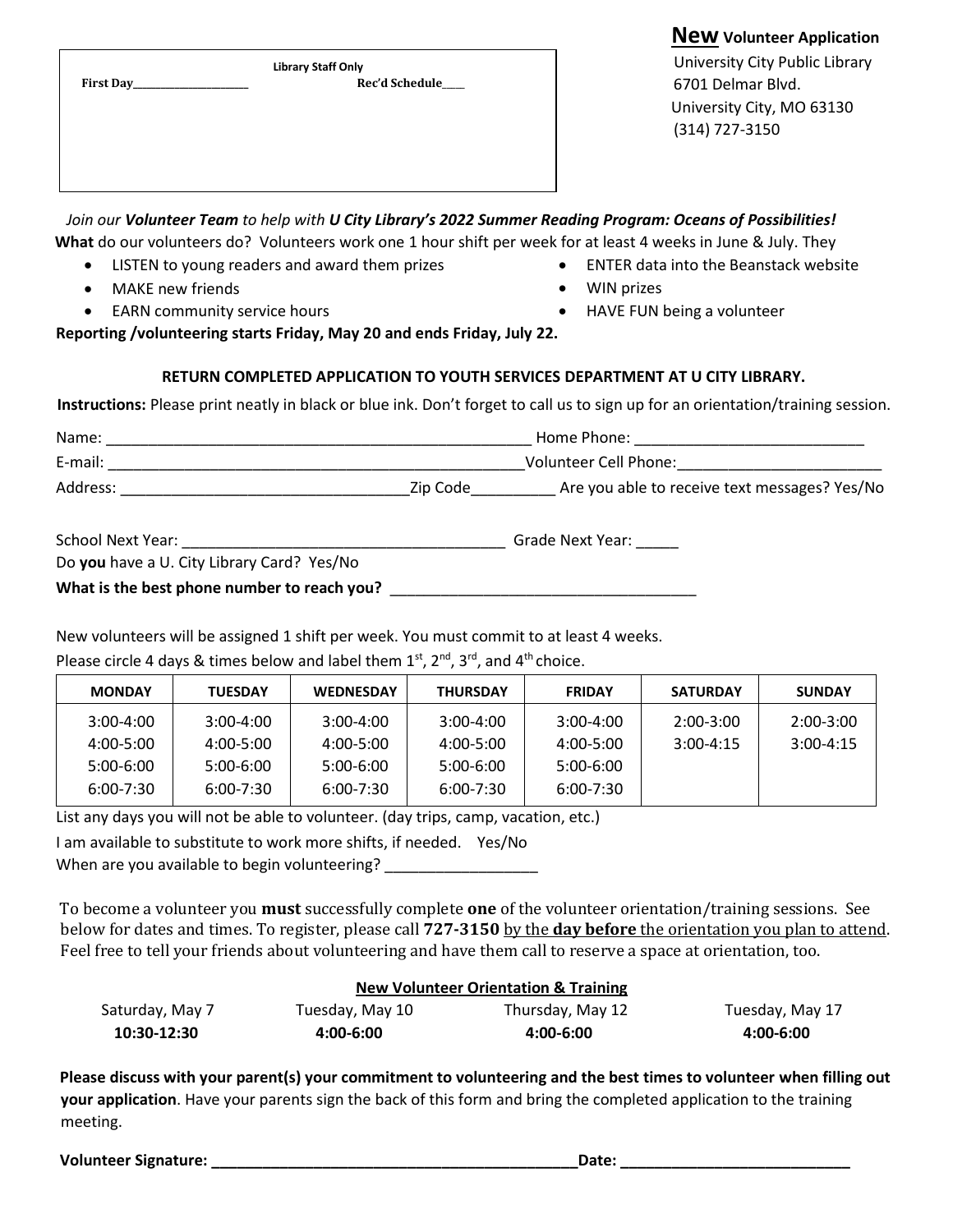| Library Staff Only | |
|---|---|
| First Day___________________ | Rec'd Schedule____ |

**New** **Volunteer Application**
University City Public Library
6701 Delmar Blvd.
University City, MO 63130
(314) 727-3150

*Join our **Volunteer Team** to help with **U City Library's 2022 Summer Reading Program: Oceans of Possibilities!***

**What** do our volunteers do? Volunteers work one 1 hour shift per week for at least 4 weeks in June & July. They

- LISTEN to young readers and award them prizes
- MAKE new friends
- EARN community service hours
- ENTER data into the Beanstack website
- WIN prizes
- HAVE FUN being a volunteer

**Reporting /volunteering starts Friday, May 20 and ends Friday, July 22.**

**RETURN COMPLETED APPLICATION TO YOUTH SERVICES DEPARTMENT AT U CITY LIBRARY.**

**Instructions:** Please print neatly in black or blue ink. Don't forget to call us to sign up for an orientation/training session.

Name: ___________________________________________________ Home Phone: ___________________________

E-mail: ___________________________________________________Volunteer Cell Phone:________________________

Address: __________________________________Zip Code__________ Are you able to receive text messages? Yes/No

School Next Year: _______________________________________ Grade Next Year: _____

Do **you** have a U. City Library Card? Yes/No

**What is the best phone number to reach you?** ____________________________________

New volunteers will be assigned 1 shift per week. You must commit to at least 4 weeks.

Please circle 4 days & times below and label them 1st, 2nd, 3rd, and 4th choice.

| MONDAY | TUESDAY | WEDNESDAY | THURSDAY | FRIDAY | SATURDAY | SUNDAY |
|---|---|---|---|---|---|---|
| 3:00-4:00 | 3:00-4:00 | 3:00-4:00 | 3:00-4:00 | 3:00-4:00 | 2:00-3:00 | 2:00-3:00 |
| 4:00-5:00 | 4:00-5:00 | 4:00-5:00 | 4:00-5:00 | 4:00-5:00 | 3:00-4:15 | 3:00-4:15 |
| 5:00-6:00 | 5:00-6:00 | 5:00-6:00 | 5:00-6:00 | 5:00-6:00 | | |
| 6:00-7:30 | 6:00-7:30 | 6:00-7:30 | 6:00-7:30 | 6:00-7:30 | | |

List any days you will not be able to volunteer. (day trips, camp, vacation, etc.)

I am available to substitute to work more shifts, if needed. Yes/No

When are you available to begin volunteering? __________________

To become a volunteer you **must** successfully complete **one** of the volunteer orientation/training sessions. See below for dates and times. To register, please call **727-3150** by the **day before** the orientation you plan to attend. Feel free to tell your friends about volunteering and have them call to reserve a space at orientation, too.

**New Volunteer Orientation & Training**

| Saturday, May 7 | Tuesday, May 10 | Thursday, May 12 | Tuesday, May 17 |
|---|---|---|---|
| **10:30-12:30** | **4:00-6:00** | **4:00-6:00** | **4:00-6:00** |

**Please discuss with your parent(s) your commitment to volunteering and the best times to volunteer when filling out your application**. Have your parents sign the back of this form and bring the completed application to the training meeting.

**Volunteer Signature: ____________________________________________Date: ___________________________**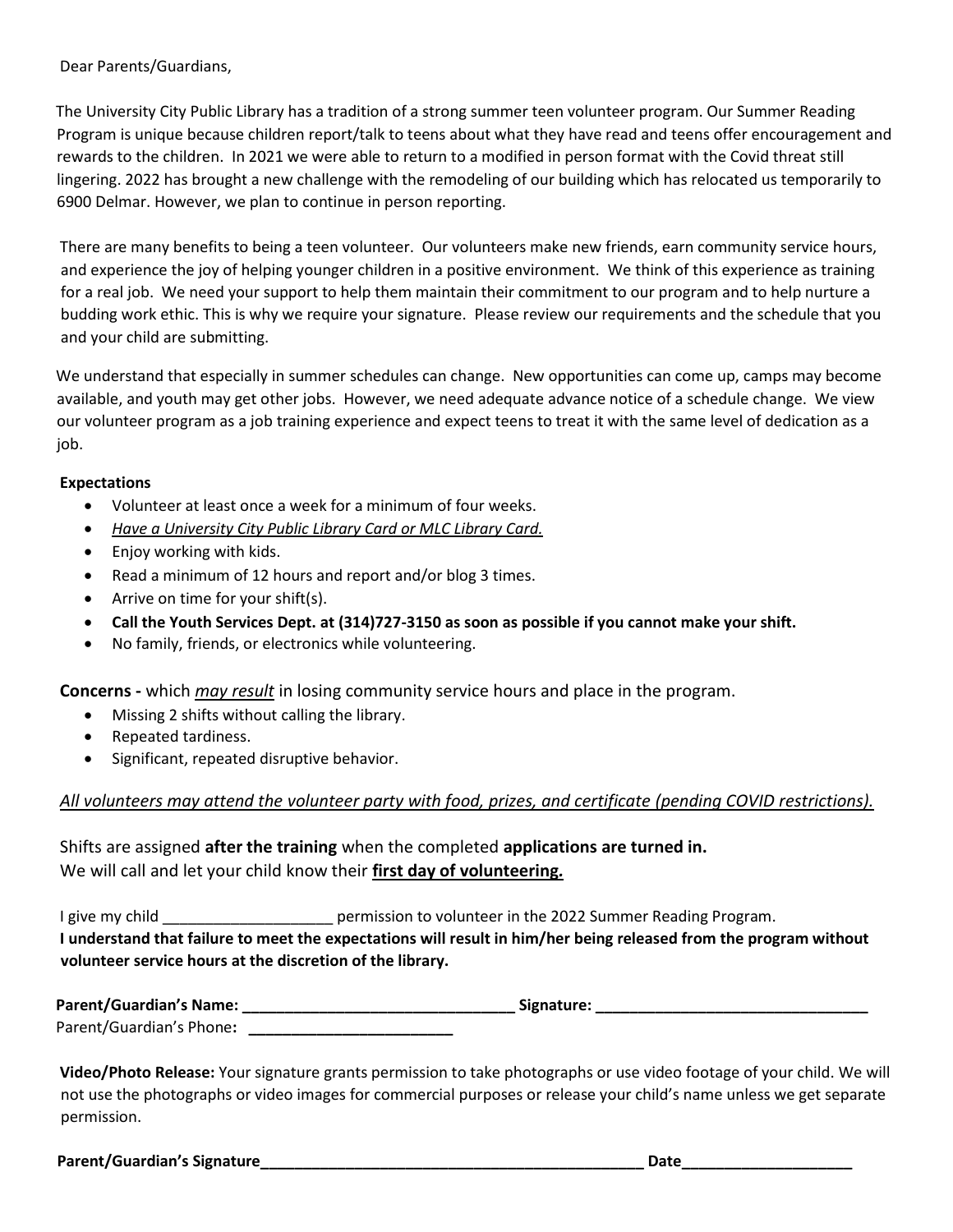Dear Parents/Guardians,

The University City Public Library has a tradition of a strong summer teen volunteer program. Our Summer Reading Program is unique because children report/talk to teens about what they have read and teens offer encouragement and rewards to the children. In 2021 we were able to return to a modified in person format with the Covid threat still lingering. 2022 has brought a new challenge with the remodeling of our building which has relocated us temporarily to 6900 Delmar. However, we plan to continue in person reporting.

There are many benefits to being a teen volunteer. Our volunteers make new friends, earn community service hours, and experience the joy of helping younger children in a positive environment. We think of this experience as training for a real job. We need your support to help them maintain their commitment to our program and to help nurture a budding work ethic. This is why we require your signature. Please review our requirements and the schedule that you and your child are submitting.

We understand that especially in summer schedules can change. New opportunities can come up, camps may become available, and youth may get other jobs. However, we need adequate advance notice of a schedule change. We view our volunteer program as a job training experience and expect teens to treat it with the same level of dedication as a job.

**Expectations**

- Volunteer at least once a week for a minimum of four weeks.
- *Have a University City Public Library Card or MLC Library Card.*
- Enjoy working with kids.
- Read a minimum of 12 hours and report and/or blog 3 times.
- Arrive on time for your shift(s).
- **Call the Youth Services Dept. at (314)727-3150 as soon as possible if you cannot make your shift.**
- No family, friends, or electronics while volunteering.

**Concerns -** which *may result* in losing community service hours and place in the program.

- Missing 2 shifts without calling the library.
- Repeated tardiness.
- Significant, repeated disruptive behavior.

*All volunteers may attend the volunteer party with food, prizes, and certificate (pending COVID restrictions).*

Shifts are assigned **after the training** when the completed **applications are turned in.**
We will call and let your child know their **first day of volunteering.**

I give my child ____________________ permission to volunteer in the 2022 Summer Reading Program.
**I understand that failure to meet the expectations will result in him/her being released from the program without volunteer service hours at the discretion of the library.**

**Parent/Guardian's Name: ________________________________ Signature: ________________________________**
Parent/Guardian's Phone**: ________________________**

**Video/Photo Release:** Your signature grants permission to take photographs or use video footage of your child. We will not use the photographs or video images for commercial purposes or release your child's name unless we get separate permission.

**Parent/Guardian's Signature________________________________________________ Date____________________**